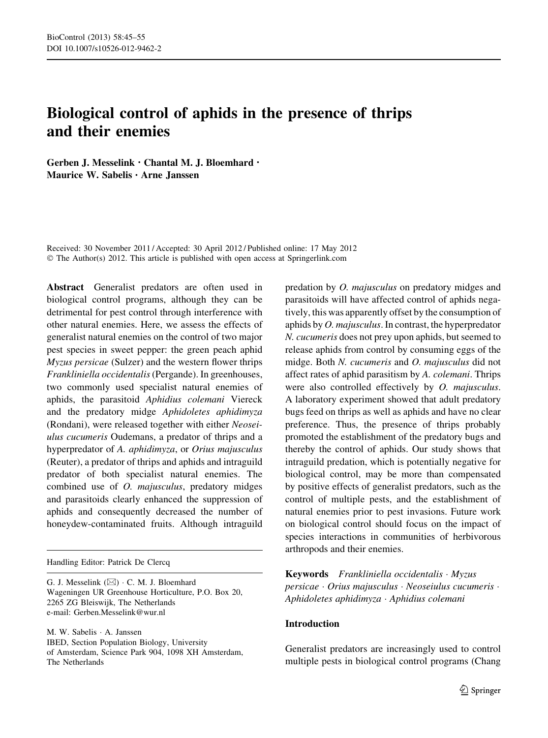# Biological control of aphids in the presence of thrips and their enemies

**Gerben J. Messelink · Chantal M. J. Bloemhard · Maurice W. Sabelis · Arne Janssen**

Received: 30 November 2011 / Accepted: 30 April 2012 / Published online: 17 May 2012
© The Author(s) 2012. This article is published with open access at Springerlink.com

**Abstract** Generalist predators are often used in biological control programs, although they can be detrimental for pest control through interference with other natural enemies. Here, we assess the effects of generalist natural enemies on the control of two major pest species in sweet pepper: the green peach aphid *Myzus persicae* (Sulzer) and the western flower thrips *Frankliniella occidentalis* (Pergande). In greenhouses, two commonly used specialist natural enemies of aphids, the parasitoid *Aphidius colemani* Viereck and the predatory midge *Aphidoletes aphidimyza* (Rondani), were released together with either *Neoseiulus cucumeris* Oudemans, a predator of thrips and a hyperpredator of *A. aphidimyza*, or *Orius majusculus* (Reuter), a predator of thrips and aphids and intraguild predator of both specialist natural enemies. The combined use of *O. majusculus*, predatory midges and parasitoids clearly enhanced the suppression of aphids and consequently decreased the number of honeydew-contaminated fruits. Although intraguild predation by *O. majusculus* on predatory midges and parasitoids will have affected control of aphids negatively, this was apparently offset by the consumption of aphids by *O. majusculus*. In contrast, the hyperpredator *N. cucumeris* does not prey upon aphids, but seemed to release aphids from control by consuming eggs of the midge. Both *N. cucumeris* and *O. majusculus* did not affect rates of aphid parasitism by *A. colemani*. Thrips were also controlled effectively by *O. majusculus*. A laboratory experiment showed that adult predatory bugs feed on thrips as well as aphids and have no clear preference. Thus, the presence of thrips probably promoted the establishment of the predatory bugs and thereby the control of aphids. Our study shows that intraguild predation, which is potentially negative for biological control, may be more than compensated by positive effects of generalist predators, such as the control of multiple pests, and the establishment of natural enemies prior to pest invasions. Future work on biological control should focus on the impact of species interactions in communities of herbivorous arthropods and their enemies.

**Keywords** *Frankliniella occidentalis* · *Myzus persicae* · *Orius majusculus* · *Neoseiulus cucumeris* · *Aphidoletes aphidimyza* · *Aphidius colemani*

Handling Editor: Patrick De Clercq

G. J. Messelink (✉) · C. M. J. Bloemhard
Wageningen UR Greenhouse Horticulture, P.O. Box 20, 2265 ZG Bleiswijk, The Netherlands
e-mail: Gerben.Messelink@wur.nl

M. W. Sabelis · A. Janssen
IBED, Section Population Biology, University of Amsterdam, Science Park 904, 1098 XH Amsterdam, The Netherlands

## Introduction

Generalist predators are increasingly used to control multiple pests in biological control programs (Chang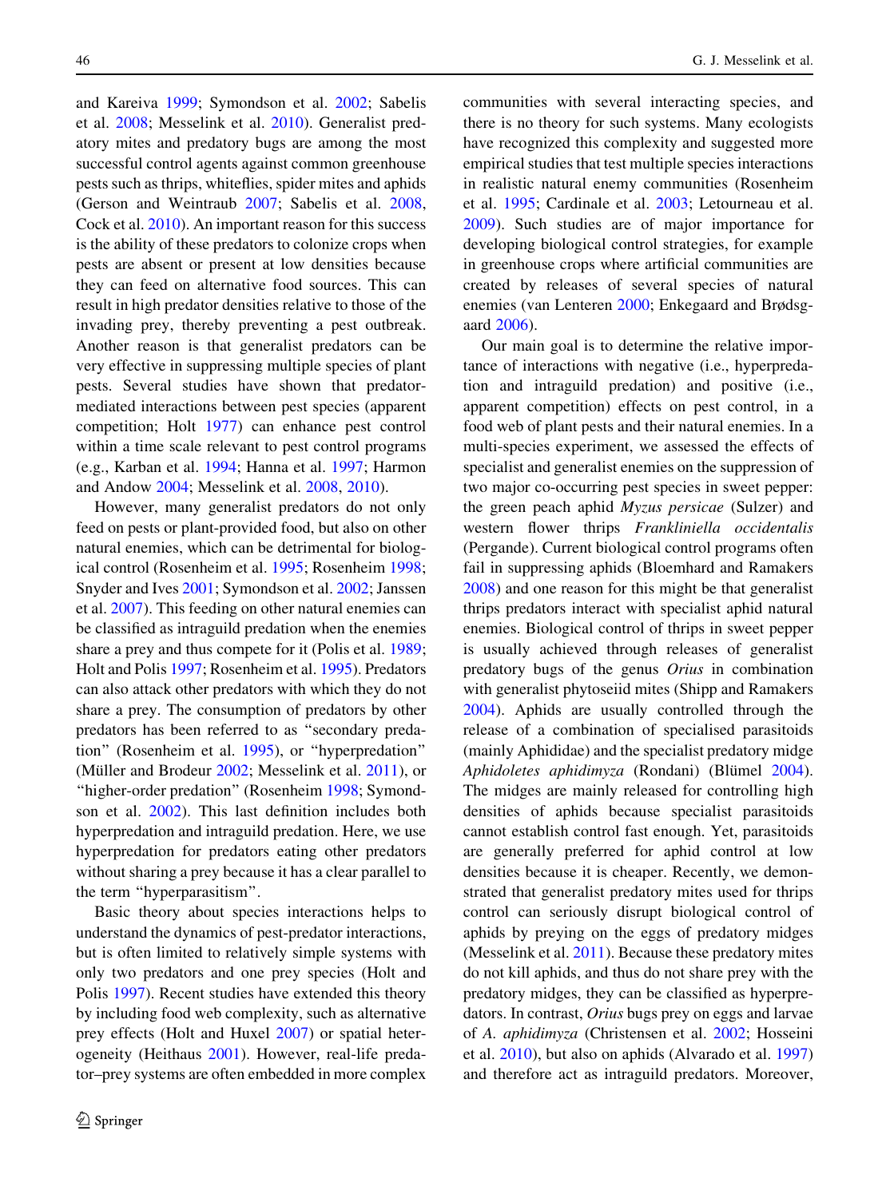and Kareiva 1999; Symondson et al. 2002; Sabelis et al. 2008; Messelink et al. 2010). Generalist predatory mites and predatory bugs are among the most successful control agents against common greenhouse pests such as thrips, whiteflies, spider mites and aphids (Gerson and Weintraub 2007; Sabelis et al. 2008, Cock et al. 2010). An important reason for this success is the ability of these predators to colonize crops when pests are absent or present at low densities because they can feed on alternative food sources. This can result in high predator densities relative to those of the invading prey, thereby preventing a pest outbreak. Another reason is that generalist predators can be very effective in suppressing multiple species of plant pests. Several studies have shown that predator-mediated interactions between pest species (apparent competition; Holt 1977) can enhance pest control within a time scale relevant to pest control programs (e.g., Karban et al. 1994; Hanna et al. 1997; Harmon and Andow 2004; Messelink et al. 2008, 2010).

However, many generalist predators do not only feed on pests or plant-provided food, but also on other natural enemies, which can be detrimental for biological control (Rosenheim et al. 1995; Rosenheim 1998; Snyder and Ives 2001; Symondson et al. 2002; Janssen et al. 2007). This feeding on other natural enemies can be classified as intraguild predation when the enemies share a prey and thus compete for it (Polis et al. 1989; Holt and Polis 1997; Rosenheim et al. 1995). Predators can also attack other predators with which they do not share a prey. The consumption of predators by other predators has been referred to as "secondary predation" (Rosenheim et al. 1995), or "hyperpredation" (Müller and Brodeur 2002; Messelink et al. 2011), or "higher-order predation" (Rosenheim 1998; Symondson et al. 2002). This last definition includes both hyperpredation and intraguild predation. Here, we use hyperpredation for predators eating other predators without sharing a prey because it has a clear parallel to the term "hyperparasitism".

Basic theory about species interactions helps to understand the dynamics of pest-predator interactions, but is often limited to relatively simple systems with only two predators and one prey species (Holt and Polis 1997). Recent studies have extended this theory by including food web complexity, such as alternative prey effects (Holt and Huxel 2007) or spatial heterogeneity (Heithaus 2001). However, real-life predator–prey systems are often embedded in more complex communities with several interacting species, and there is no theory for such systems. Many ecologists have recognized this complexity and suggested more empirical studies that test multiple species interactions in realistic natural enemy communities (Rosenheim et al. 1995; Cardinale et al. 2003; Letourneau et al. 2009). Such studies are of major importance for developing biological control strategies, for example in greenhouse crops where artificial communities are created by releases of several species of natural enemies (van Lenteren 2000; Enkegaard and Brødsgaard 2006).

Our main goal is to determine the relative importance of interactions with negative (i.e., hyperpredation and intraguild predation) and positive (i.e., apparent competition) effects on pest control, in a food web of plant pests and their natural enemies. In a multi-species experiment, we assessed the effects of specialist and generalist enemies on the suppression of two major co-occurring pest species in sweet pepper: the green peach aphid *Myzus persicae* (Sulzer) and western flower thrips *Frankliniella occidentalis* (Pergande). Current biological control programs often fail in suppressing aphids (Bloemhard and Ramakers 2008) and one reason for this might be that generalist thrips predators interact with specialist aphid natural enemies. Biological control of thrips in sweet pepper is usually achieved through releases of generalist predatory bugs of the genus *Orius* in combination with generalist phytoseiid mites (Shipp and Ramakers 2004). Aphids are usually controlled through the release of a combination of specialised parasitoids (mainly Aphididae) and the specialist predatory midge *Aphidoletes aphidimyza* (Rondani) (Blümel 2004). The midges are mainly released for controlling high densities of aphids because specialist parasitoids cannot establish control fast enough. Yet, parasitoids are generally preferred for aphid control at low densities because it is cheaper. Recently, we demonstrated that generalist predatory mites used for thrips control can seriously disrupt biological control of aphids by preying on the eggs of predatory midges (Messelink et al. 2011). Because these predatory mites do not kill aphids, and thus do not share prey with the predatory midges, they can be classified as hyperpredators. In contrast, *Orius* bugs prey on eggs and larvae of *A. aphidimyza* (Christensen et al. 2002; Hosseini et al. 2010), but also on aphids (Alvarado et al. 1997) and therefore act as intraguild predators. Moreover,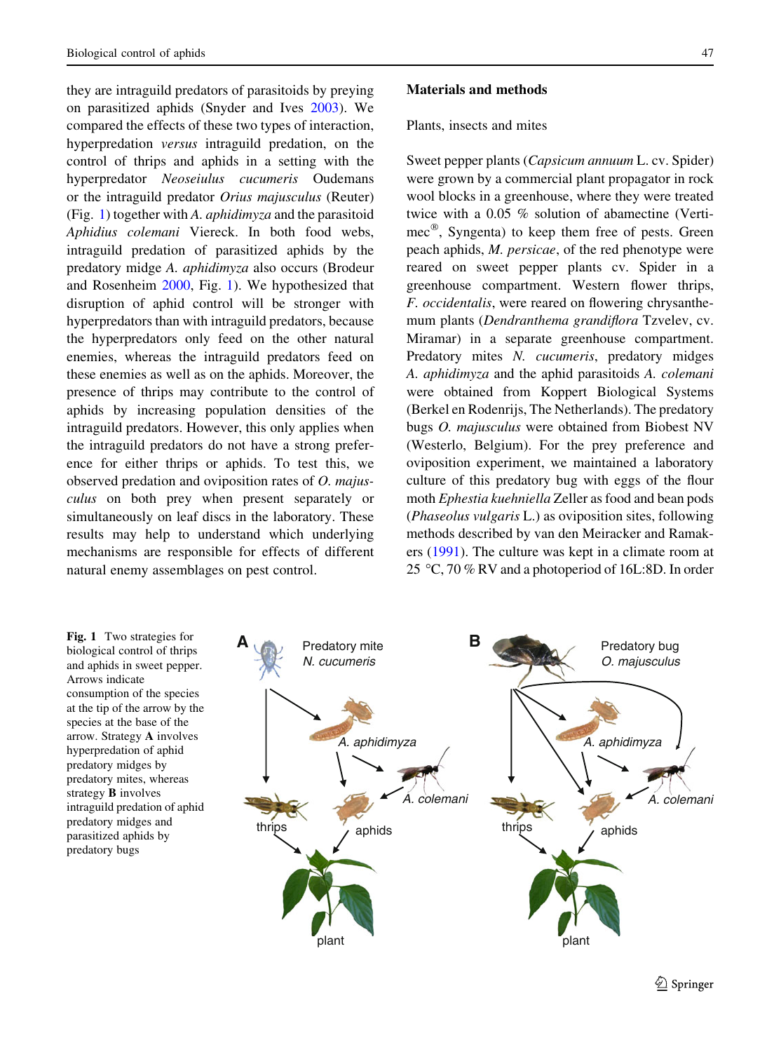they are intraguild predators of parasitoids by preying on parasitized aphids (Snyder and Ives 2003). We compared the effects of these two types of interaction, hyperpredation *versus* intraguild predation, on the control of thrips and aphids in a setting with the hyperpredator *Neoseiulus cucumeris* Oudemans or the intraguild predator *Orius majusculus* (Reuter) (Fig. 1) together with *A. aphidimyza* and the parasitoid *Aphidius colemani* Viereck. In both food webs, intraguild predation of parasitized aphids by the predatory midge *A. aphidimyza* also occurs (Brodeur and Rosenheim 2000, Fig. 1). We hypothesized that disruption of aphid control will be stronger with hyperpredators than with intraguild predators, because the hyperpredators only feed on the other natural enemies, whereas the intraguild predators feed on these enemies as well as on the aphids. Moreover, the presence of thrips may contribute to the control of aphids by increasing population densities of the intraguild predators. However, this only applies when the intraguild predators do not have a strong preference for either thrips or aphids. To test this, we observed predation and oviposition rates of *O. majusculus* on both prey when present separately or simultaneously on leaf discs in the laboratory. These results may help to understand which underlying mechanisms are responsible for effects of different natural enemy assemblages on pest control.

## Materials and methods

### Plants, insects and mites

Sweet pepper plants (*Capsicum annuum* L. cv. Spider) were grown by a commercial plant propagator in rock wool blocks in a greenhouse, where they were treated twice with a 0.05 % solution of abamectine (Vertimec®, Syngenta) to keep them free of pests. Green peach aphids, *M. persicae*, of the red phenotype were reared on sweet pepper plants cv. Spider in a greenhouse compartment. Western flower thrips, *F. occidentalis*, were reared on flowering chrysanthemum plants (*Dendranthema grandiflora* Tzvelev, cv. Miramar) in a separate greenhouse compartment. Predatory mites *N. cucumeris*, predatory midges *A. aphidimyza* and the aphid parasitoids *A. colemani* were obtained from Koppert Biological Systems (Berkel en Rodenrijs, The Netherlands). The predatory bugs *O. majusculus* were obtained from Biobest NV (Westerlo, Belgium). For the prey preference and oviposition experiment, we maintained a laboratory culture of this predatory bug with eggs of the flour moth *Ephestia kuehniella* Zeller as food and bean pods (*Phaseolus vulgaris* L.) as oviposition sites, following methods described by van den Meiracker and Ramakers (1991). The culture was kept in a climate room at 25 °C, 70 % RV and a photoperiod of 16L:8D. In order

**Fig. 1** Two strategies for biological control of thrips and aphids in sweet pepper. Arrows indicate consumption of the species at the tip of the arrow by the species at the base of the arrow. Strategy **A** involves hyperpredation of aphid predatory midges by predatory mites, whereas strategy **B** involves intraguild predation of aphid predatory midges and parasitized aphids by predatory bugs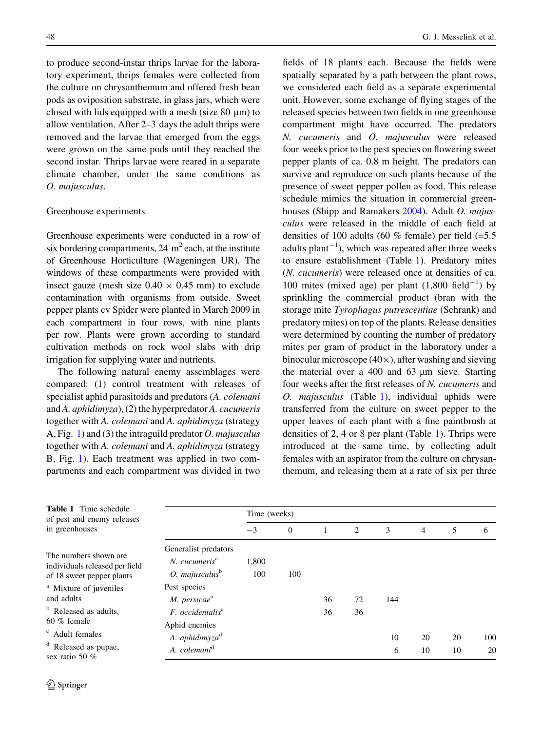to produce second-instar thrips larvae for the laboratory experiment, thrips females were collected from the culture on chrysanthemum and offered fresh bean pods as oviposition substrate, in glass jars, which were closed with lids equipped with a mesh (size 80 μm) to allow ventilation. After 2–3 days the adult thrips were removed and the larvae that emerged from the eggs were grown on the same pods until they reached the second instar. Thrips larvae were reared in a separate climate chamber, under the same conditions as *O. majusculus*.

### Greenhouse experiments

Greenhouse experiments were conducted in a row of six bordering compartments, 24 $m^2$ each, at the institute of Greenhouse Horticulture (Wageningen UR). The windows of these compartments were provided with insect gauze (mesh size 0.40 × 0.45 mm) to exclude contamination with organisms from outside. Sweet pepper plants cv Spider were planted in March 2009 in each compartment in four rows, with nine plants per row. Plants were grown according to standard cultivation methods on rock wool slabs with drip irrigation for supplying water and nutrients.

The following natural enemy assemblages were compared: (1) control treatment with releases of specialist aphid parasitoids and predators (*A. colemani* and *A. aphidimyza*), (2) the hyperpredator *A. cucumeris* together with *A. colemani* and *A. aphidimyza* (strategy A, Fig. 1) and (3) the intraguild predator *O. majusculus* together with *A. colemani* and *A. aphidimyza* (strategy B, Fig. 1). Each treatment was applied in two compartments and each compartment was divided in two fields of 18 plants each. Because the fields were spatially separated by a path between the plant rows, we considered each field as a separate experimental unit. However, some exchange of flying stages of the released species between two fields in one greenhouse compartment might have occurred. The predators *N. cucumeris* and *O. majusculus* were released four weeks prior to the pest species on flowering sweet pepper plants of ca. 0.8 m height. The predators can survive and reproduce on such plants because of the presence of sweet pepper pollen as food. This release schedule mimics the situation in commercial greenhouses (Shipp and Ramakers 2004). Adult *O. majusculus* were released in the middle of each field at densities of 100 adults (60 % female) per field (=5.5 adults $plant^{-1}$), which was repeated after three weeks to ensure establishment (Table 1). Predatory mites (*N. cucumeris*) were released once at densities of ca. 100 mites (mixed age) per plant (1,800 $field^{-1}$) by sprinkling the commercial product (bran with the storage mite *Tyrophagus putrescentiae* (Schrank) and predatory mites) on top of the plants. Release densities were determined by counting the number of predatory mites per gram of product in the laboratory under a binocular microscope (40×), after washing and sieving the material over a 400 and 63 μm sieve. Starting four weeks after the first releases of *N. cucumeris* and *O. majusculus* (Table 1), individual aphids were transferred from the culture on sweet pepper to the upper leaves of each plant with a fine paintbrush at densities of 2, 4 or 8 per plant (Table 1). Thrips were introduced at the same time, by collecting adult females with an aspirator from the culture on chrysanthemum, and releasing them at a rate of six per three

**Table 1** Time schedule of pest and enemy releases in greenhouses

| | Time (weeks) | | | | | | | |
|---|---|---|---|---|---|---|---|---|
| | −3 | 0 | 1 | 2 | 3 | 4 | 5 | 6 |
| Generalist predators | | | | | | | | |
| *N. cucumeris*[a] | 1,800 | | | | | | | |
| *O. majusculus*[b] | 100 | 100 | | | | | | |
| Pest species | | | | | | | | |
| *M. persicae*[a] | | | 36 | 72 | 144 | | | |
| *F. occidentalis*[c] | | | 36 | 36 | | | | |
| Aphid enemies | | | | | | | | |
| *A. aphidimyza*[d] | | | | | 10 | 20 | 20 | 100 |
| *A. colemani*[d] | | | | | 6 | 10 | 10 | 20 |

The numbers shown are individuals released per field of 18 sweet pepper plants

[a] Mixture of juveniles and adults

[b] Released as adults, 60 % female

[c] Adult females

[d] Released as pupae, sex ratio 50 %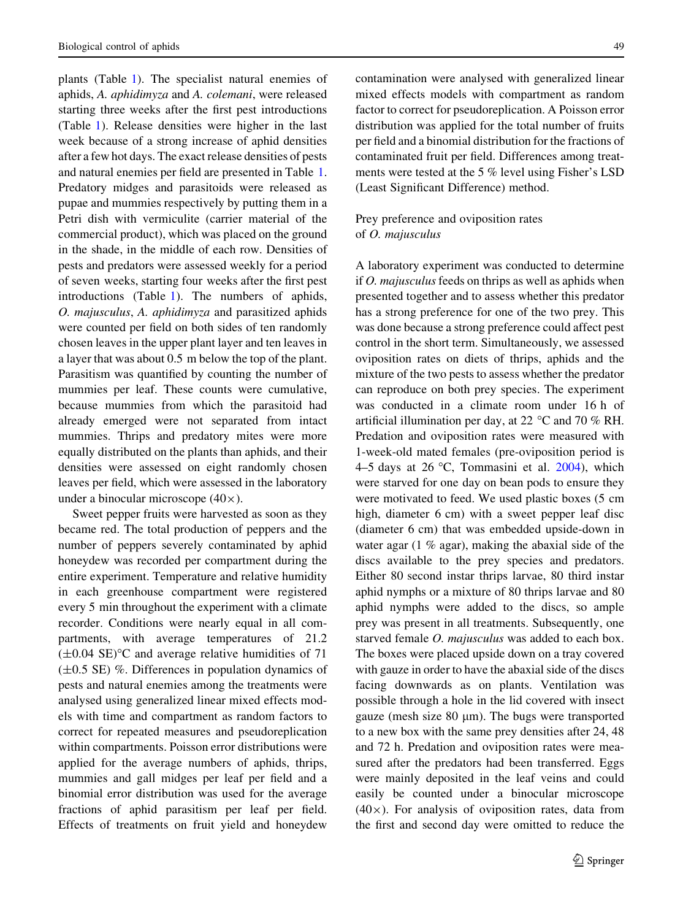plants (Table 1). The specialist natural enemies of aphids, *A. aphidimyza* and *A. colemani*, were released starting three weeks after the first pest introductions (Table 1). Release densities were higher in the last week because of a strong increase of aphid densities after a few hot days. The exact release densities of pests and natural enemies per field are presented in Table 1. Predatory midges and parasitoids were released as pupae and mummies respectively by putting them in a Petri dish with vermiculite (carrier material of the commercial product), which was placed on the ground in the shade, in the middle of each row. Densities of pests and predators were assessed weekly for a period of seven weeks, starting four weeks after the first pest introductions (Table 1). The numbers of aphids, *O. majusculus*, *A. aphidimyza* and parasitized aphids were counted per field on both sides of ten randomly chosen leaves in the upper plant layer and ten leaves in a layer that was about 0.5 m below the top of the plant. Parasitism was quantified by counting the number of mummies per leaf. These counts were cumulative, because mummies from which the parasitoid had already emerged were not separated from intact mummies. Thrips and predatory mites were more equally distributed on the plants than aphids, and their densities were assessed on eight randomly chosen leaves per field, which were assessed in the laboratory under a binocular microscope (40×).

Sweet pepper fruits were harvested as soon as they became red. The total production of peppers and the number of peppers severely contaminated by aphid honeydew was recorded per compartment during the entire experiment. Temperature and relative humidity in each greenhouse compartment were registered every 5 min throughout the experiment with a climate recorder. Conditions were nearly equal in all compartments, with average temperatures of 21.2 (±0.04 SE)°C and average relative humidities of 71 (±0.5 SE) %. Differences in population dynamics of pests and natural enemies among the treatments were analysed using generalized linear mixed effects models with time and compartment as random factors to correct for repeated measures and pseudoreplication within compartments. Poisson error distributions were applied for the average numbers of aphids, thrips, mummies and gall midges per leaf per field and a binomial error distribution was used for the average fractions of aphid parasitism per leaf per field. Effects of treatments on fruit yield and honeydew contamination were analysed with generalized linear mixed effects models with compartment as random factor to correct for pseudoreplication. A Poisson error distribution was applied for the total number of fruits per field and a binomial distribution for the fractions of contaminated fruit per field. Differences among treatments were tested at the 5 % level using Fisher's LSD (Least Significant Difference) method.

### Prey preference and oviposition rates of *O. majusculus*

A laboratory experiment was conducted to determine if *O. majusculus* feeds on thrips as well as aphids when presented together and to assess whether this predator has a strong preference for one of the two prey. This was done because a strong preference could affect pest control in the short term. Simultaneously, we assessed oviposition rates on diets of thrips, aphids and the mixture of the two pests to assess whether the predator can reproduce on both prey species. The experiment was conducted in a climate room under 16 h of artificial illumination per day, at 22 °C and 70 % RH. Predation and oviposition rates were measured with 1-week-old mated females (pre-oviposition period is 4–5 days at 26 °C, Tommasini et al. 2004), which were starved for one day on bean pods to ensure they were motivated to feed. We used plastic boxes (5 cm high, diameter 6 cm) with a sweet pepper leaf disc (diameter 6 cm) that was embedded upside-down in water agar (1 % agar), making the abaxial side of the discs available to the prey species and predators. Either 80 second instar thrips larvae, 80 third instar aphid nymphs or a mixture of 80 thrips larvae and 80 aphid nymphs were added to the discs, so ample prey was present in all treatments. Subsequently, one starved female *O. majusculus* was added to each box. The boxes were placed upside down on a tray covered with gauze in order to have the abaxial side of the discs facing downwards as on plants. Ventilation was possible through a hole in the lid covered with insect gauze (mesh size 80 μm). The bugs were transported to a new box with the same prey densities after 24, 48 and 72 h. Predation and oviposition rates were measured after the predators had been transferred. Eggs were mainly deposited in the leaf veins and could easily be counted under a binocular microscope (40×). For analysis of oviposition rates, data from the first and second day were omitted to reduce the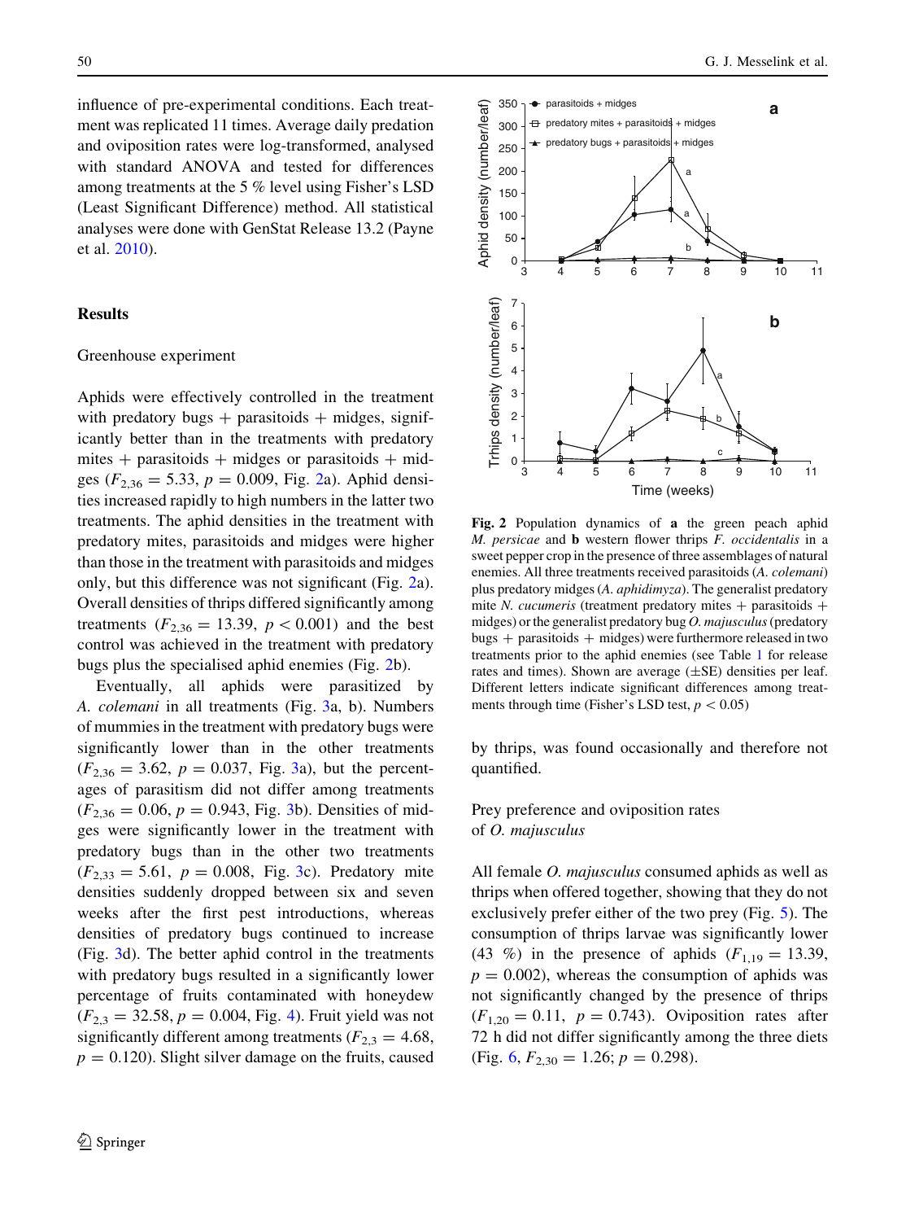influence of pre-experimental conditions. Each treatment was replicated 11 times. Average daily predation and oviposition rates were log-transformed, analysed with standard ANOVA and tested for differences among treatments at the 5 % level using Fisher's LSD (Least Significant Difference) method. All statistical analyses were done with GenStat Release 13.2 (Payne et al. 2010).

## Results

### Greenhouse experiment

Aphids were effectively controlled in the treatment with predatory bugs + parasitoids + midges, significantly better than in the treatments with predatory mites + parasitoids + midges or parasitoids + midges ($F_{2,36} = 5.33$, $p = 0.009$, Fig. 2a). Aphid densities increased rapidly to high numbers in the latter two treatments. The aphid densities in the treatment with predatory mites, parasitoids and midges were higher than those in the treatment with parasitoids and midges only, but this difference was not significant (Fig. 2a). Overall densities of thrips differed significantly among treatments ($F_{2,36} = 13.39$, $p < 0.001$) and the best control was achieved in the treatment with predatory bugs plus the specialised aphid enemies (Fig. 2b).

Eventually, all aphids were parasitized by *A. colemani* in all treatments (Fig. 3a, b). Numbers of mummies in the treatment with predatory bugs were significantly lower than in the other treatments ($F_{2,36} = 3.62$, $p = 0.037$, Fig. 3a), but the percentages of parasitism did not differ among treatments ($F_{2,36} = 0.06$, $p = 0.943$, Fig. 3b). Densities of midges were significantly lower in the treatment with predatory bugs than in the other two treatments ($F_{2,33} = 5.61$, $p = 0.008$, Fig. 3c). Predatory mite densities suddenly dropped between six and seven weeks after the first pest introductions, whereas densities of predatory bugs continued to increase (Fig. 3d). The better aphid control in the treatments with predatory bugs resulted in a significantly lower percentage of fruits contaminated with honeydew ($F_{2,3} = 32.58$, $p = 0.004$, Fig. 4). Fruit yield was not significantly different among treatments ($F_{2,3} = 4.68$, $p = 0.120$). Slight silver damage on the fruits, caused by thrips, was found occasionally and therefore not quantified.

**Fig. 2** Population dynamics of **a** the green peach aphid *M. persicae* and **b** western flower thrips *F. occidentalis* in a sweet pepper crop in the presence of three assemblages of natural enemies. All three treatments received parasitoids (*A. colemani*) plus predatory midges (*A. aphidimyza*). The generalist predatory mite *N. cucumeris* (treatment predatory mites + parasitoids + midges) or the generalist predatory bug *O. majusculus* (predatory bugs + parasitoids + midges) were furthermore released in two treatments prior to the aphid enemies (see Table 1 for release rates and times). Shown are average (±SE) densities per leaf. Different letters indicate significant differences among treatments through time (Fisher's LSD test, $p < 0.05$)

### Prey preference and oviposition rates of *O. majusculus*

All female *O. majusculus* consumed aphids as well as thrips when offered together, showing that they do not exclusively prefer either of the two prey (Fig. 5). The consumption of thrips larvae was significantly lower (43 %) in the presence of aphids ($F_{1,19} = 13.39$, $p = 0.002$), whereas the consumption of aphids was not significantly changed by the presence of thrips ($F_{1,20} = 0.11$, $p = 0.743$). Oviposition rates after 72 h did not differ significantly among the three diets (Fig. 6, $F_{2,30} = 1.26$; $p = 0.298$).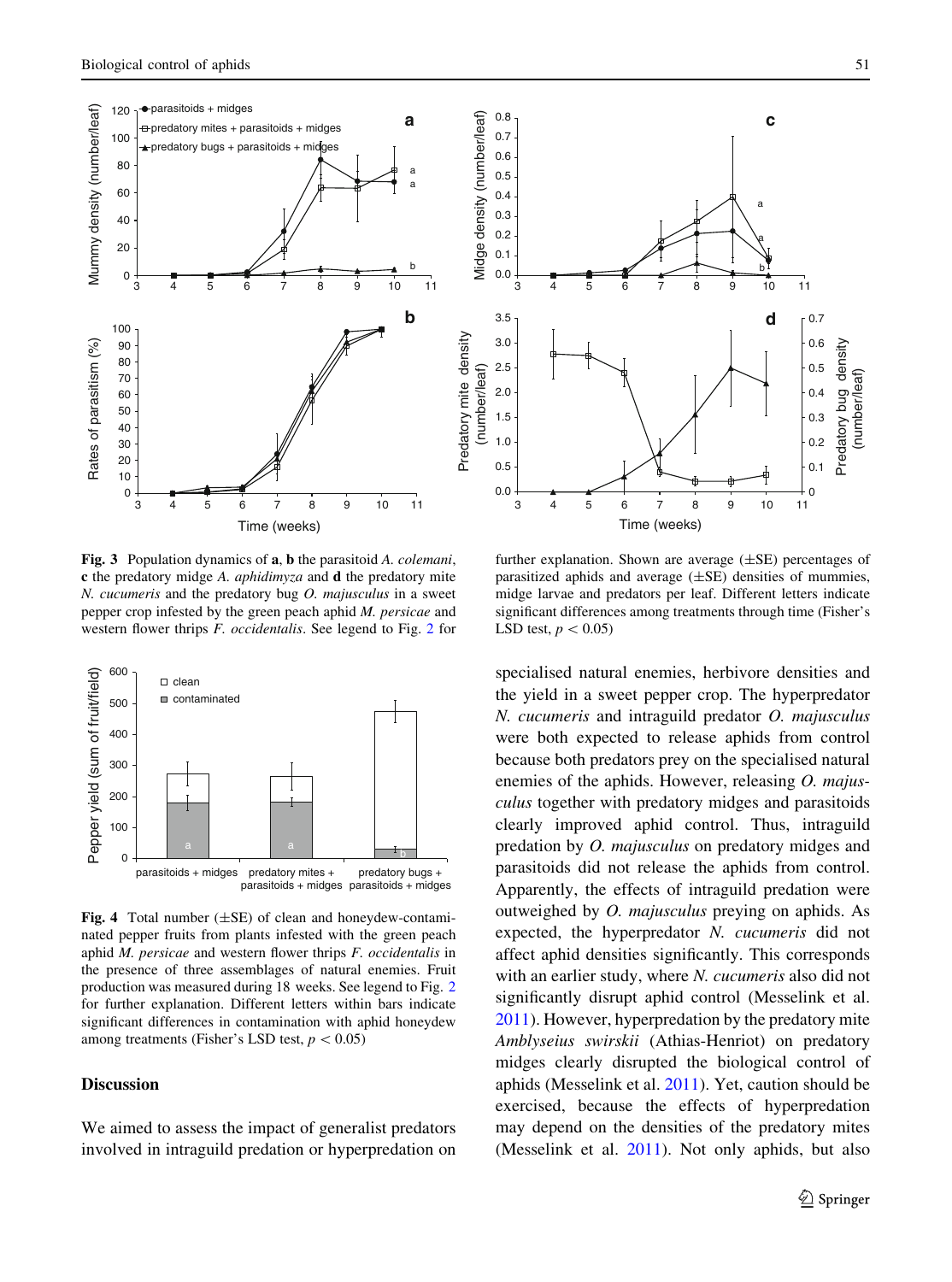**Fig. 3** Population dynamics of **a**, **b** the parasitoid *A. colemani*, **c** the predatory midge *A. aphidimyza* and **d** the predatory mite *N. cucumeris* and the predatory bug *O. majusculus* in a sweet pepper crop infested by the green peach aphid *M. persicae* and western flower thrips *F. occidentalis*. See legend to Fig. 2 for further explanation. Shown are average (±SE) percentages of parasitized aphids and average (±SE) densities of mummies, midge larvae and predators per leaf. Different letters indicate significant differences among treatments through time (Fisher's LSD test, $p < 0.05$)

**Fig. 4** Total number (±SE) of clean and honeydew-contaminated pepper fruits from plants infested with the green peach aphid *M. persicae* and western flower thrips *F. occidentalis* in the presence of three assemblages of natural enemies. Fruit production was measured during 18 weeks. See legend to Fig. 2 for further explanation. Different letters within bars indicate significant differences in contamination with aphid honeydew among treatments (Fisher's LSD test, $p < 0.05$)

## Discussion

We aimed to assess the impact of generalist predators involved in intraguild predation or hyperpredation on specialised natural enemies, herbivore densities and the yield in a sweet pepper crop. The hyperpredator *N. cucumeris* and intraguild predator *O. majusculus* were both expected to release aphids from control because both predators prey on the specialised natural enemies of the aphids. However, releasing *O. majusculus* together with predatory midges and parasitoids clearly improved aphid control. Thus, intraguild predation by *O. majusculus* on predatory midges and parasitoids did not release the aphids from control. Apparently, the effects of intraguild predation were outweighed by *O. majusculus* preying on aphids. As expected, the hyperpredator *N. cucumeris* did not affect aphid densities significantly. This corresponds with an earlier study, where *N. cucumeris* also did not significantly disrupt aphid control (Messelink et al. 2011). However, hyperpredation by the predatory mite *Amblyseius swirskii* (Athias-Henriot) on predatory midges clearly disrupted the biological control of aphids (Messelink et al. 2011). Yet, caution should be exercised, because the effects of hyperpredation may depend on the densities of the predatory mites (Messelink et al. 2011). Not only aphids, but also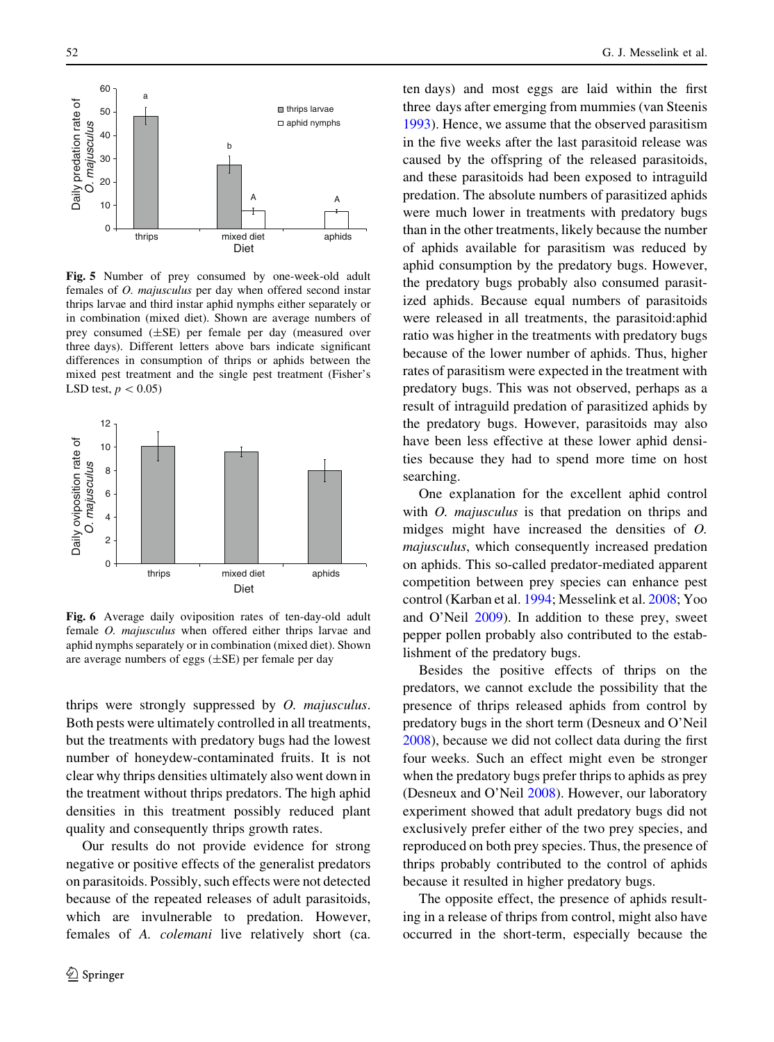Fig. 5 Number of prey consumed by one-week-old adult females of *O. majusculus* per day when offered second instar thrips larvae and third instar aphid nymphs either separately or in combination (mixed diet). Shown are average numbers of prey consumed (±SE) per female per day (measured over three days). Different letters above bars indicate significant differences in consumption of thrips or aphids between the mixed pest treatment and the single pest treatment (Fisher's LSD test, $p < 0.05$)

Fig. 6 Average daily oviposition rates of ten-day-old adult female *O. majusculus* when offered either thrips larvae and aphid nymphs separately or in combination (mixed diet). Shown are average numbers of eggs (±SE) per female per day

thrips were strongly suppressed by *O. majusculus*. Both pests were ultimately controlled in all treatments, but the treatments with predatory bugs had the lowest number of honeydew-contaminated fruits. It is not clear why thrips densities ultimately also went down in the treatment without thrips predators. The high aphid densities in this treatment possibly reduced plant quality and consequently thrips growth rates.

Our results do not provide evidence for strong negative or positive effects of the generalist predators on parasitoids. Possibly, such effects were not detected because of the repeated releases of adult parasitoids, which are invulnerable to predation. However, females of *A. colemani* live relatively short (ca. ten days) and most eggs are laid within the first three days after emerging from mummies (van Steenis 1993). Hence, we assume that the observed parasitism in the five weeks after the last parasitoid release was caused by the offspring of the released parasitoids, and these parasitoids had been exposed to intraguild predation. The absolute numbers of parasitized aphids were much lower in treatments with predatory bugs than in the other treatments, likely because the number of aphids available for parasitism was reduced by aphid consumption by the predatory bugs. However, the predatory bugs probably also consumed parasitized aphids. Because equal numbers of parasitoids were released in all treatments, the parasitoid:aphid ratio was higher in the treatments with predatory bugs because of the lower number of aphids. Thus, higher rates of parasitism were expected in the treatment with predatory bugs. This was not observed, perhaps as a result of intraguild predation of parasitized aphids by the predatory bugs. However, parasitoids may also have been less effective at these lower aphid densities because they had to spend more time on host searching.

One explanation for the excellent aphid control with *O. majusculus* is that predation on thrips and midges might have increased the densities of *O. majusculus*, which consequently increased predation on aphids. This so-called predator-mediated apparent competition between prey species can enhance pest control (Karban et al. 1994; Messelink et al. 2008; Yoo and O'Neil 2009). In addition to these prey, sweet pepper pollen probably also contributed to the establishment of the predatory bugs.

Besides the positive effects of thrips on the predators, we cannot exclude the possibility that the presence of thrips released aphids from control by predatory bugs in the short term (Desneux and O'Neil 2008), because we did not collect data during the first four weeks. Such an effect might even be stronger when the predatory bugs prefer thrips to aphids as prey (Desneux and O'Neil 2008). However, our laboratory experiment showed that adult predatory bugs did not exclusively prefer either of the two prey species, and reproduced on both prey species. Thus, the presence of thrips probably contributed to the control of aphids because it resulted in higher predatory bugs.

The opposite effect, the presence of aphids resulting in a release of thrips from control, might also have occurred in the short-term, especially because the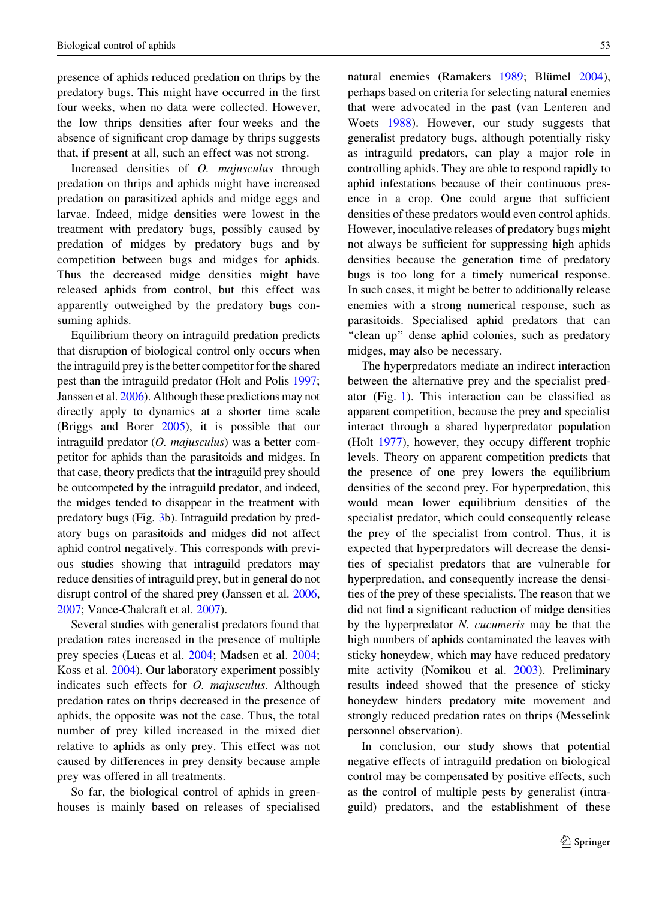presence of aphids reduced predation on thrips by the predatory bugs. This might have occurred in the first four weeks, when no data were collected. However, the low thrips densities after four weeks and the absence of significant crop damage by thrips suggests that, if present at all, such an effect was not strong.

Increased densities of *O. majusculus* through predation on thrips and aphids might have increased predation on parasitized aphids and midge eggs and larvae. Indeed, midge densities were lowest in the treatment with predatory bugs, possibly caused by predation of midges by predatory bugs and by competition between bugs and midges for aphids. Thus the decreased midge densities might have released aphids from control, but this effect was apparently outweighed by the predatory bugs consuming aphids.

Equilibrium theory on intraguild predation predicts that disruption of biological control only occurs when the intraguild prey is the better competitor for the shared pest than the intraguild predator (Holt and Polis 1997; Janssen et al. 2006). Although these predictions may not directly apply to dynamics at a shorter time scale (Briggs and Borer 2005), it is possible that our intraguild predator (*O. majusculus*) was a better competitor for aphids than the parasitoids and midges. In that case, theory predicts that the intraguild prey should be outcompeted by the intraguild predator, and indeed, the midges tended to disappear in the treatment with predatory bugs (Fig. 3b). Intraguild predation by predatory bugs on parasitoids and midges did not affect aphid control negatively. This corresponds with previous studies showing that intraguild predators may reduce densities of intraguild prey, but in general do not disrupt control of the shared prey (Janssen et al. 2006, 2007; Vance-Chalcraft et al. 2007).

Several studies with generalist predators found that predation rates increased in the presence of multiple prey species (Lucas et al. 2004; Madsen et al. 2004; Koss et al. 2004). Our laboratory experiment possibly indicates such effects for *O. majusculus*. Although predation rates on thrips decreased in the presence of aphids, the opposite was not the case. Thus, the total number of prey killed increased in the mixed diet relative to aphids as only prey. This effect was not caused by differences in prey density because ample prey was offered in all treatments.

So far, the biological control of aphids in greenhouses is mainly based on releases of specialised natural enemies (Ramakers 1989; Blümel 2004), perhaps based on criteria for selecting natural enemies that were advocated in the past (van Lenteren and Woets 1988). However, our study suggests that generalist predatory bugs, although potentially risky as intraguild predators, can play a major role in controlling aphids. They are able to respond rapidly to aphid infestations because of their continuous presence in a crop. One could argue that sufficient densities of these predators would even control aphids. However, inoculative releases of predatory bugs might not always be sufficient for suppressing high aphids densities because the generation time of predatory bugs is too long for a timely numerical response. In such cases, it might be better to additionally release enemies with a strong numerical response, such as parasitoids. Specialised aphid predators that can "clean up" dense aphid colonies, such as predatory midges, may also be necessary.

The hyperpredators mediate an indirect interaction between the alternative prey and the specialist predator (Fig. 1). This interaction can be classified as apparent competition, because the prey and specialist interact through a shared hyperpredator population (Holt 1977), however, they occupy different trophic levels. Theory on apparent competition predicts that the presence of one prey lowers the equilibrium densities of the second prey. For hyperpredation, this would mean lower equilibrium densities of the specialist predator, which could consequently release the prey of the specialist from control. Thus, it is expected that hyperpredators will decrease the densities of specialist predators that are vulnerable for hyperpredation, and consequently increase the densities of the prey of these specialists. The reason that we did not find a significant reduction of midge densities by the hyperpredator *N. cucumeris* may be that the high numbers of aphids contaminated the leaves with sticky honeydew, which may have reduced predatory mite activity (Nomikou et al. 2003). Preliminary results indeed showed that the presence of sticky honeydew hinders predatory mite movement and strongly reduced predation rates on thrips (Messelink personnel observation).

In conclusion, our study shows that potential negative effects of intraguild predation on biological control may be compensated by positive effects, such as the control of multiple pests by generalist (intraguild) predators, and the establishment of these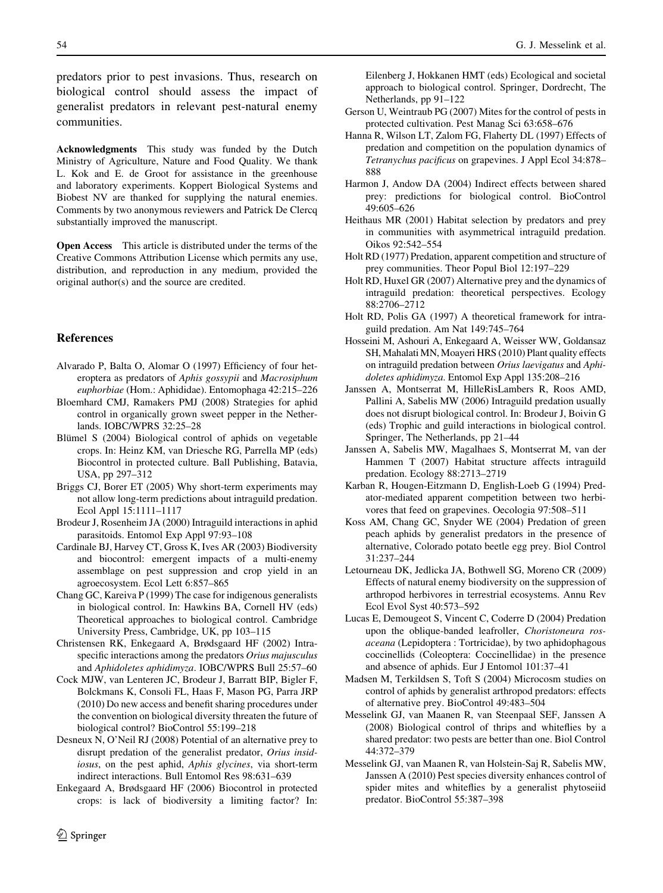predators prior to pest invasions. Thus, research on biological control should assess the impact of generalist predators in relevant pest-natural enemy communities.

**Acknowledgments** This study was funded by the Dutch Ministry of Agriculture, Nature and Food Quality. We thank L. Kok and E. de Groot for assistance in the greenhouse and laboratory experiments. Koppert Biological Systems and Biobest NV are thanked for supplying the natural enemies. Comments by two anonymous reviewers and Patrick De Clercq substantially improved the manuscript.

**Open Access** This article is distributed under the terms of the Creative Commons Attribution License which permits any use, distribution, and reproduction in any medium, provided the original author(s) and the source are credited.

## References

Alvarado P, Balta O, Alomar O (1997) Efficiency of four heteroptera as predators of *Aphis gossypii* and *Macrosiphum euphorbiae* (Hom.: Aphididae). Entomophaga 42:215–226

Bloemhard CMJ, Ramakers PMJ (2008) Strategies for aphid control in organically grown sweet pepper in the Netherlands. IOBC/WPRS 32:25–28

Blümel S (2004) Biological control of aphids on vegetable crops. In: Heinz KM, van Driesche RG, Parrella MP (eds) Biocontrol in protected culture. Ball Publishing, Batavia, USA, pp 297–312

Briggs CJ, Borer ET (2005) Why short-term experiments may not allow long-term predictions about intraguild predation. Ecol Appl 15:1111–1117

Brodeur J, Rosenheim JA (2000) Intraguild interactions in aphid parasitoids. Entomol Exp Appl 97:93–108

Cardinale BJ, Harvey CT, Gross K, Ives AR (2003) Biodiversity and biocontrol: emergent impacts of a multi-enemy assemblage on pest suppression and crop yield in an agroecosystem. Ecol Lett 6:857–865

Chang GC, Kareiva P (1999) The case for indigenous generalists in biological control. In: Hawkins BA, Cornell HV (eds) Theoretical approaches to biological control. Cambridge University Press, Cambridge, UK, pp 103–115

Christensen RK, Enkegaard A, Brødsgaard HF (2002) Intraspecific interactions among the predators *Orius majusculus* and *Aphidoletes aphidimyza*. IOBC/WPRS Bull 25:57–60

Cock MJW, van Lenteren JC, Brodeur J, Barratt BIP, Bigler F, Bolckmans K, Consoli FL, Haas F, Mason PG, Parra JRP (2010) Do new access and benefit sharing procedures under the convention on biological diversity threaten the future of biological control? BioControl 55:199–218

Desneux N, O'Neil RJ (2008) Potential of an alternative prey to disrupt predation of the generalist predator, *Orius insidiosus*, on the pest aphid, *Aphis glycines*, via short-term indirect interactions. Bull Entomol Res 98:631–639

Enkegaard A, Brødsgaard HF (2006) Biocontrol in protected crops: is lack of biodiversity a limiting factor? In: Eilenberg J, Hokkanen HMT (eds) Ecological and societal approach to biological control. Springer, Dordrecht, The Netherlands, pp 91–122

Gerson U, Weintraub PG (2007) Mites for the control of pests in protected cultivation. Pest Manag Sci 63:658–676

Hanna R, Wilson LT, Zalom FG, Flaherty DL (1997) Effects of predation and competition on the population dynamics of *Tetranychus pacificus* on grapevines. J Appl Ecol 34:878–888

Harmon J, Andow DA (2004) Indirect effects between shared prey: predictions for biological control. BioControl 49:605–626

Heithaus MR (2001) Habitat selection by predators and prey in communities with asymmetrical intraguild predation. Oikos 92:542–554

Holt RD (1977) Predation, apparent competition and structure of prey communities. Theor Popul Biol 12:197–229

Holt RD, Huxel GR (2007) Alternative prey and the dynamics of intraguild predation: theoretical perspectives. Ecology 88:2706–2712

Holt RD, Polis GA (1997) A theoretical framework for intraguild predation. Am Nat 149:745–764

Hosseini M, Ashouri A, Enkegaard A, Weisser WW, Goldansaz SH, Mahalati MN, Moayeri HRS (2010) Plant quality effects on intraguild predation between *Orius laevigatus* and *Aphidoletes aphidimyza*. Entomol Exp Appl 135:208–216

Janssen A, Montserrat M, HilleRisLambers R, Roos AMD, Pallini A, Sabelis MW (2006) Intraguild predation usually does not disrupt biological control. In: Brodeur J, Boivin G (eds) Trophic and guild interactions in biological control. Springer, The Netherlands, pp 21–44

Janssen A, Sabelis MW, Magalhaes S, Montserrat M, van der Hammen T (2007) Habitat structure affects intraguild predation. Ecology 88:2713–2719

Karban R, Hougen-Eitzmann D, English-Loeb G (1994) Predator-mediated apparent competition between two herbivores that feed on grapevines. Oecologia 97:508–511

Koss AM, Chang GC, Snyder WE (2004) Predation of green peach aphids by generalist predators in the presence of alternative, Colorado potato beetle egg prey. Biol Control 31:237–244

Letourneau DK, Jedlicka JA, Bothwell SG, Moreno CR (2009) Effects of natural enemy biodiversity on the suppression of arthropod herbivores in terrestrial ecosystems. Annu Rev Ecol Evol Syst 40:573–592

Lucas E, Demougeot S, Vincent C, Coderre D (2004) Predation upon the oblique-banded leafroller, *Choristoneura rosaceana* (Lepidoptera : Tortricidae), by two aphidophagous coccinellids (Coleoptera: Coccinellidae) in the presence and absence of aphids. Eur J Entomol 101:37–41

Madsen M, Terkildsen S, Toft S (2004) Microcosm studies on control of aphids by generalist arthropod predators: effects of alternative prey. BioControl 49:483–504

Messelink GJ, van Maanen R, van Steenpaal SEF, Janssen A (2008) Biological control of thrips and whiteflies by a shared predator: two pests are better than one. Biol Control 44:372–379

Messelink GJ, van Maanen R, van Holstein-Saj R, Sabelis MW, Janssen A (2010) Pest species diversity enhances control of spider mites and whiteflies by a generalist phytoseiid predator. BioControl 55:387–398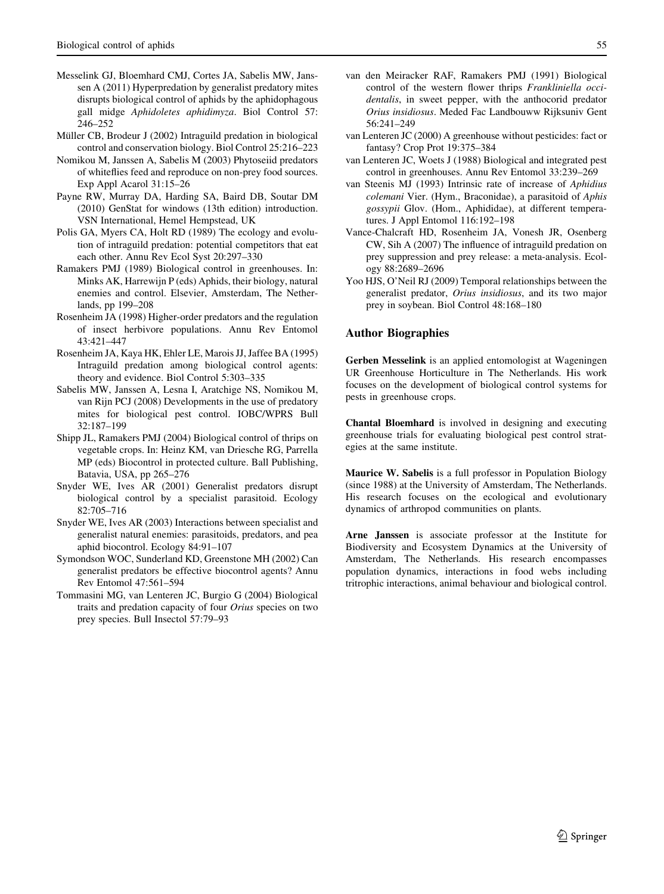Messelink GJ, Bloemhard CMJ, Cortes JA, Sabelis MW, Janssen A (2011) Hyperpredation by generalist predatory mites disrupts biological control of aphids by the aphidophagous gall midge *Aphidoletes aphidimyza*. Biol Control 57: 246–252

Müller CB, Brodeur J (2002) Intraguild predation in biological control and conservation biology. Biol Control 25:216–223

Nomikou M, Janssen A, Sabelis M (2003) Phytoseiid predators of whiteflies feed and reproduce on non-prey food sources. Exp Appl Acarol 31:15–26

Payne RW, Murray DA, Harding SA, Baird DB, Soutar DM (2010) GenStat for windows (13th edition) introduction. VSN International, Hemel Hempstead, UK

Polis GA, Myers CA, Holt RD (1989) The ecology and evolution of intraguild predation: potential competitors that eat each other. Annu Rev Ecol Syst 20:297–330

Ramakers PMJ (1989) Biological control in greenhouses. In: Minks AK, Harrewijn P (eds) Aphids, their biology, natural enemies and control. Elsevier, Amsterdam, The Netherlands, pp 199–208

Rosenheim JA (1998) Higher-order predators and the regulation of insect herbivore populations. Annu Rev Entomol 43:421–447

Rosenheim JA, Kaya HK, Ehler LE, Marois JJ, Jaffee BA (1995) Intraguild predation among biological control agents: theory and evidence. Biol Control 5:303–335

Sabelis MW, Janssen A, Lesna I, Aratchige NS, Nomikou M, van Rijn PCJ (2008) Developments in the use of predatory mites for biological pest control. IOBC/WPRS Bull 32:187–199

Shipp JL, Ramakers PMJ (2004) Biological control of thrips on vegetable crops. In: Heinz KM, van Driesche RG, Parrella MP (eds) Biocontrol in protected culture. Ball Publishing, Batavia, USA, pp 265–276

Snyder WE, Ives AR (2001) Generalist predators disrupt biological control by a specialist parasitoid. Ecology 82:705–716

Snyder WE, Ives AR (2003) Interactions between specialist and generalist natural enemies: parasitoids, predators, and pea aphid biocontrol. Ecology 84:91–107

Symondson WOC, Sunderland KD, Greenstone MH (2002) Can generalist predators be effective biocontrol agents? Annu Rev Entomol 47:561–594

Tommasini MG, van Lenteren JC, Burgio G (2004) Biological traits and predation capacity of four *Orius* species on two prey species. Bull Insectol 57:79–93

van den Meiracker RAF, Ramakers PMJ (1991) Biological control of the western flower thrips *Frankliniella occidentalis*, in sweet pepper, with the anthocorid predator *Orius insidiosus*. Meded Fac Landbouww Rijksuniv Gent 56:241–249

van Lenteren JC (2000) A greenhouse without pesticides: fact or fantasy? Crop Prot 19:375–384

van Lenteren JC, Woets J (1988) Biological and integrated pest control in greenhouses. Annu Rev Entomol 33:239–269

van Steenis MJ (1993) Intrinsic rate of increase of *Aphidius colemani* Vier. (Hym., Braconidae), a parasitoid of *Aphis gossypii* Glov. (Hom., Aphididae), at different temperatures. J Appl Entomol 116:192–198

Vance-Chalcraft HD, Rosenheim JA, Vonesh JR, Osenberg CW, Sih A (2007) The influence of intraguild predation on prey suppression and prey release: a meta-analysis. Ecology 88:2689–2696

Yoo HJS, O'Neil RJ (2009) Temporal relationships between the generalist predator, *Orius insidiosus*, and its two major prey in soybean. Biol Control 48:168–180

## Author Biographies

**Gerben Messelink** is an applied entomologist at Wageningen UR Greenhouse Horticulture in The Netherlands. His work focuses on the development of biological control systems for pests in greenhouse crops.

**Chantal Bloemhard** is involved in designing and executing greenhouse trials for evaluating biological pest control strategies at the same institute.

**Maurice W. Sabelis** is a full professor in Population Biology (since 1988) at the University of Amsterdam, The Netherlands. His research focuses on the ecological and evolutionary dynamics of arthropod communities on plants.

**Arne Janssen** is associate professor at the Institute for Biodiversity and Ecosystem Dynamics at the University of Amsterdam, The Netherlands. His research encompasses population dynamics, interactions in food webs including tritrophic interactions, animal behaviour and biological control.